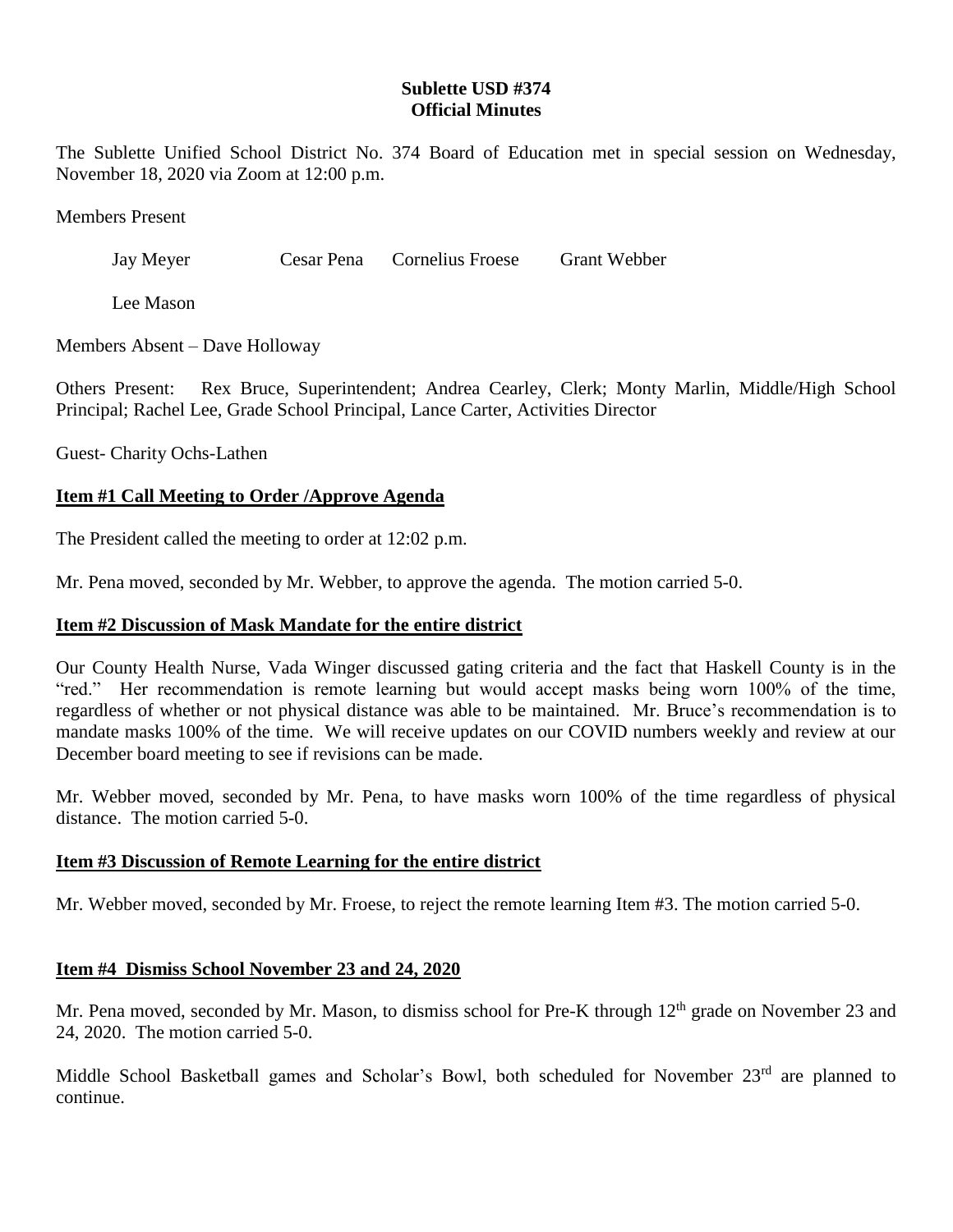**Sublette USD #374**
**Official Minutes**

The Sublette Unified School District No. 374 Board of Education met in special session on Wednesday, November 18, 2020 via Zoom at 12:00 p.m.

Members Present

Jay Meyer Cesar Pena Cornelius Froese Grant Webber

Lee Mason

Members Absent – Dave Holloway

Others Present: Rex Bruce, Superintendent; Andrea Cearley, Clerk; Monty Marlin, Middle/High School Principal; Rachel Lee, Grade School Principal, Lance Carter, Activities Director

Guest- Charity Ochs-Lathen

**Item #1 Call Meeting to Order /Approve Agenda**

The President called the meeting to order at 12:02 p.m.

Mr. Pena moved, seconded by Mr. Webber, to approve the agenda. The motion carried 5-0.

**Item #2 Discussion of Mask Mandate for the entire district**

Our County Health Nurse, Vada Winger discussed gating criteria and the fact that Haskell County is in the "red." Her recommendation is remote learning but would accept masks being worn 100% of the time, regardless of whether or not physical distance was able to be maintained. Mr. Bruce's recommendation is to mandate masks 100% of the time. We will receive updates on our COVID numbers weekly and review at our December board meeting to see if revisions can be made.

Mr. Webber moved, seconded by Mr. Pena, to have masks worn 100% of the time regardless of physical distance. The motion carried 5-0.

**Item #3 Discussion of Remote Learning for the entire district**

Mr. Webber moved, seconded by Mr. Froese, to reject the remote learning Item #3. The motion carried 5-0.

**Item #4 Dismiss School November 23 and 24, 2020**

Mr. Pena moved, seconded by Mr. Mason, to dismiss school for Pre-K through 12th grade on November 23 and 24, 2020. The motion carried 5-0.

Middle School Basketball games and Scholar's Bowl, both scheduled for November 23rd are planned to continue.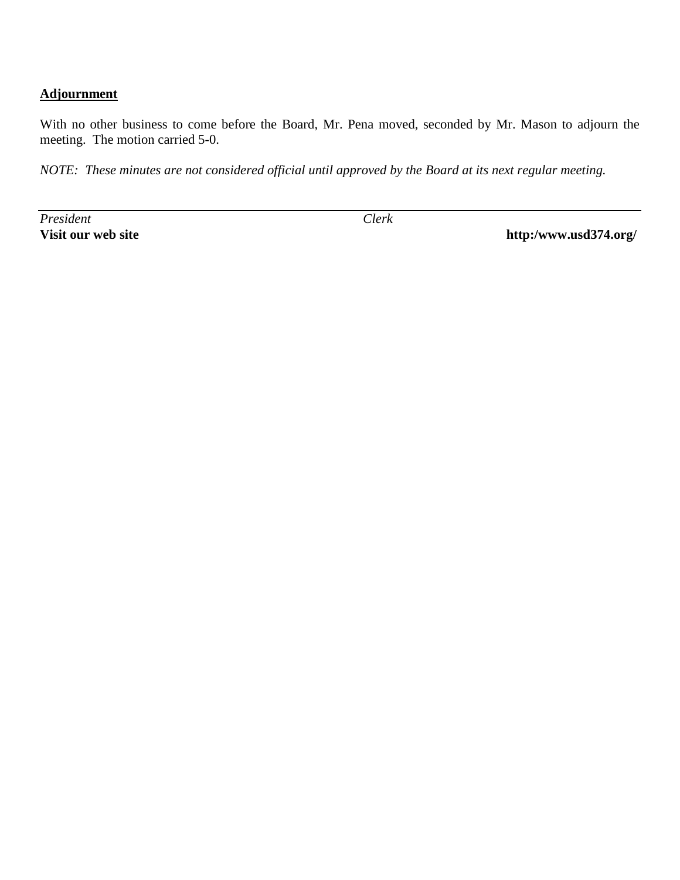**Adjournment**

With no other business to come before the Board, Mr. Pena moved, seconded by Mr. Mason to adjourn the meeting. The motion carried 5-0.

*NOTE: These minutes are not considered official until approved by the Board at its next regular meeting.*

*President* *Clerk*

**Visit our web site** **http:/www.usd374.org/**